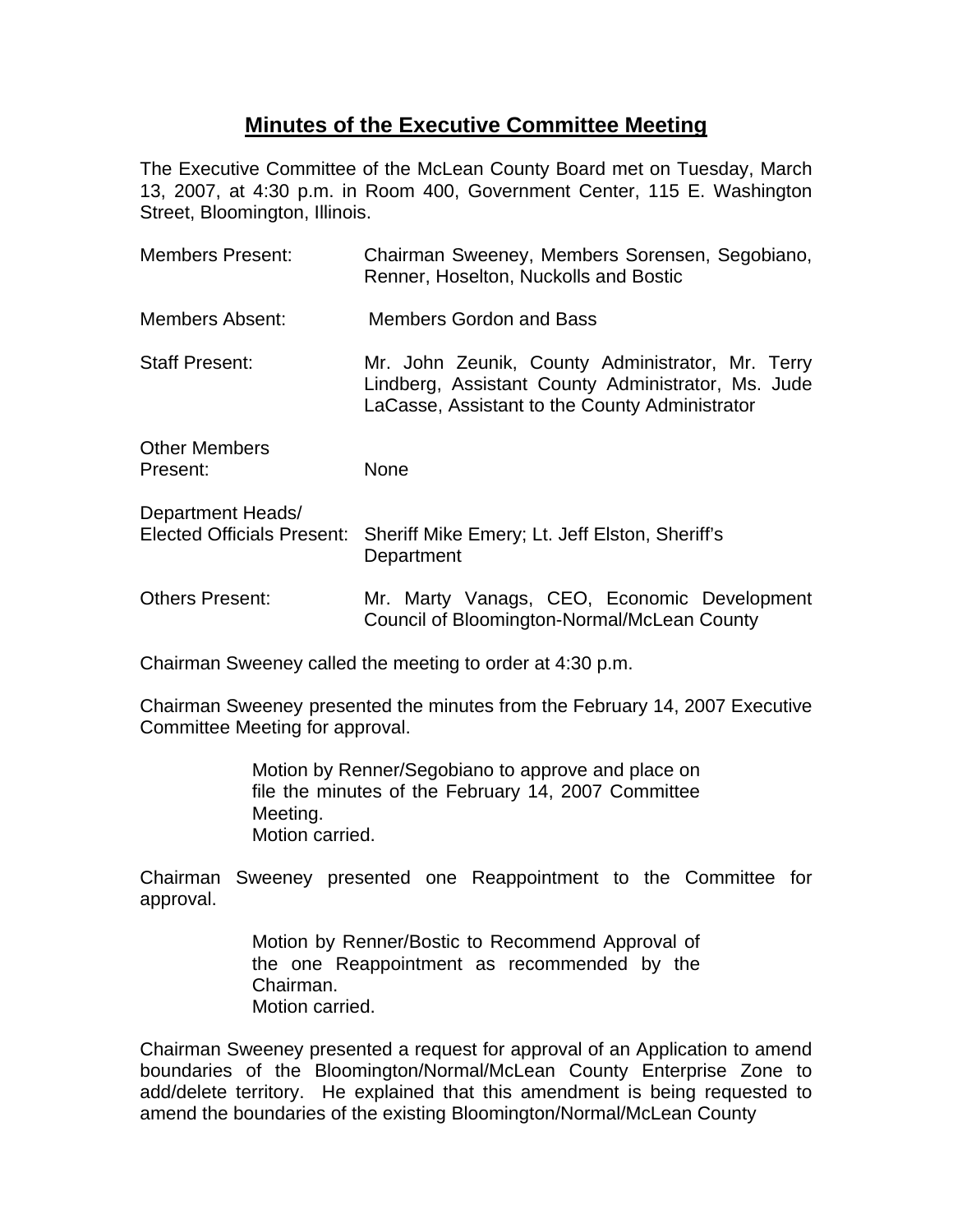# Minutes of the Executive Committee Meeting

The Executive Committee of the McLean County Board met on Tuesday, March 13, 2007, at 4:30 p.m. in Room 400, Government Center, 115 E. Washington Street, Bloomington, Illinois.

| | |
|---|---|
| Members Present: | Chairman Sweeney, Members Sorensen, Segobiano, Renner, Hoselton, Nuckolls and Bostic |
| Members Absent: | Members Gordon and Bass |
| Staff Present: | Mr. John Zeunik, County Administrator, Mr. Terry Lindberg, Assistant County Administrator, Ms. Jude LaCasse, Assistant to the County Administrator |
| Other Members Present: | None |
| Department Heads/ Elected Officials Present: | Sheriff Mike Emery; Lt. Jeff Elston, Sheriff's Department |
| Others Present: | Mr. Marty Vanags, CEO, Economic Development Council of Bloomington-Normal/McLean County |

Chairman Sweeney called the meeting to order at 4:30 p.m.

Chairman Sweeney presented the minutes from the February 14, 2007 Executive Committee Meeting for approval.

> Motion by Renner/Segobiano to approve and place on file the minutes of the February 14, 2007 Committee Meeting.
> Motion carried.

Chairman Sweeney presented one Reappointment to the Committee for approval.

> Motion by Renner/Bostic to Recommend Approval of the one Reappointment as recommended by the Chairman.
> Motion carried.

Chairman Sweeney presented a request for approval of an Application to amend boundaries of the Bloomington/Normal/McLean County Enterprise Zone to add/delete territory. He explained that this amendment is being requested to amend the boundaries of the existing Bloomington/Normal/McLean County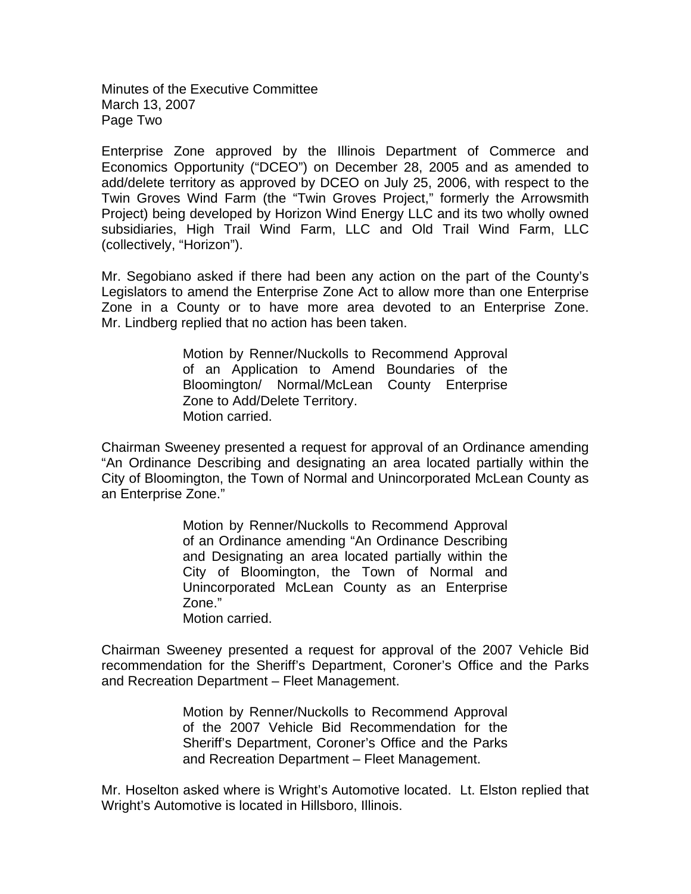Enterprise Zone approved by the Illinois Department of Commerce and Economics Opportunity ("DCEO") on December 28, 2005 and as amended to add/delete territory as approved by DCEO on July 25, 2006, with respect to the Twin Groves Wind Farm (the "Twin Groves Project," formerly the Arrowsmith Project) being developed by Horizon Wind Energy LLC and its two wholly owned subsidiaries, High Trail Wind Farm, LLC and Old Trail Wind Farm, LLC (collectively, "Horizon").

Mr. Segobiano asked if there had been any action on the part of the County's Legislators to amend the Enterprise Zone Act to allow more than one Enterprise Zone in a County or to have more area devoted to an Enterprise Zone. Mr. Lindberg replied that no action has been taken.

> Motion by Renner/Nuckolls to Recommend Approval of an Application to Amend Boundaries of the Bloomington/ Normal/McLean County Enterprise Zone to Add/Delete Territory.
> Motion carried.

Chairman Sweeney presented a request for approval of an Ordinance amending "An Ordinance Describing and designating an area located partially within the City of Bloomington, the Town of Normal and Unincorporated McLean County as an Enterprise Zone."

> Motion by Renner/Nuckolls to Recommend Approval of an Ordinance amending "An Ordinance Describing and Designating an area located partially within the City of Bloomington, the Town of Normal and Unincorporated McLean County as an Enterprise Zone."
> Motion carried.

Chairman Sweeney presented a request for approval of the 2007 Vehicle Bid recommendation for the Sheriff's Department, Coroner's Office and the Parks and Recreation Department – Fleet Management.

> Motion by Renner/Nuckolls to Recommend Approval of the 2007 Vehicle Bid Recommendation for the Sheriff's Department, Coroner's Office and the Parks and Recreation Department – Fleet Management.

Mr. Hoselton asked where is Wright's Automotive located. Lt. Elston replied that Wright's Automotive is located in Hillsboro, Illinois.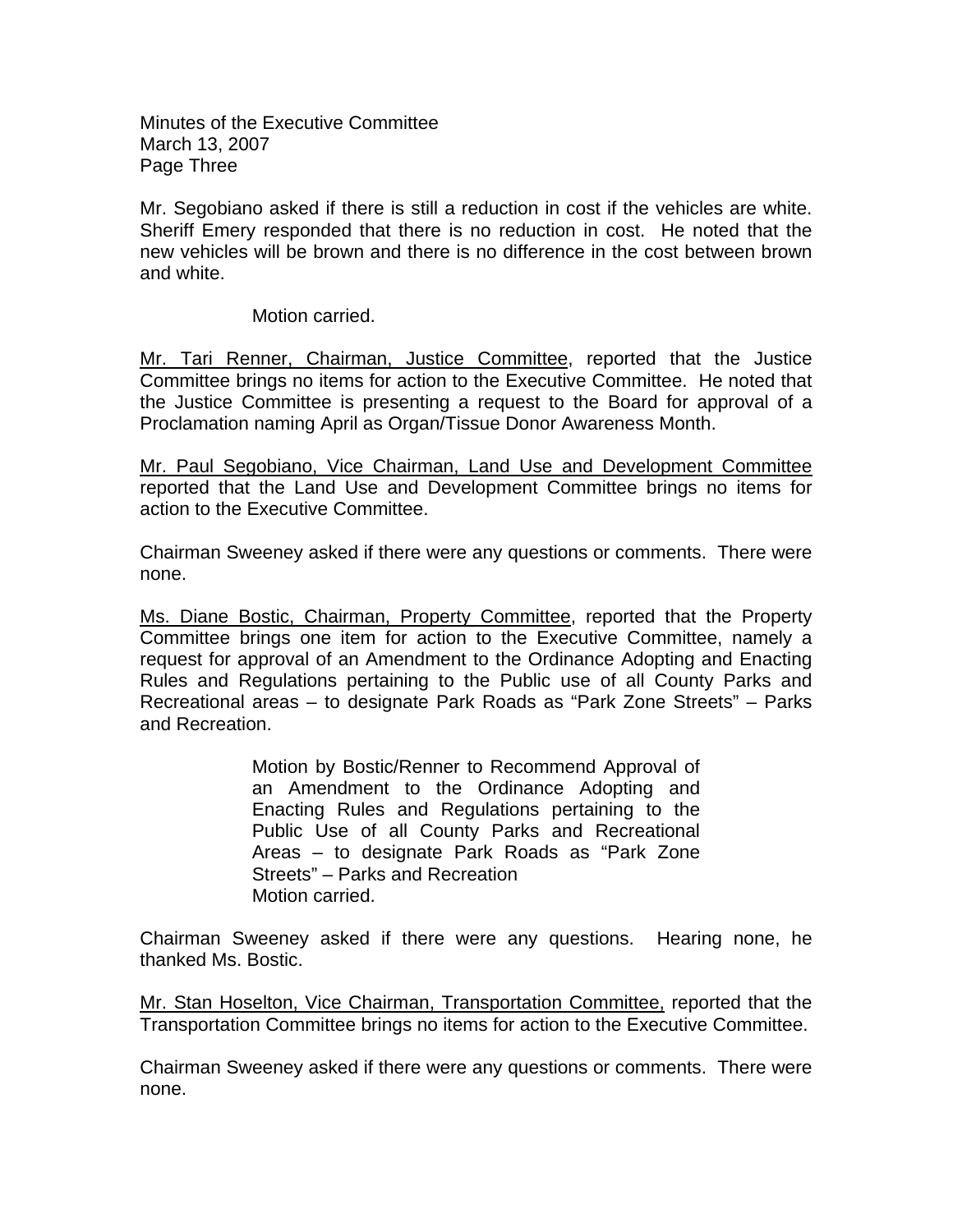Mr. Segobiano asked if there is still a reduction in cost if the vehicles are white. Sheriff Emery responded that there is no reduction in cost. He noted that the new vehicles will be brown and there is no difference in the cost between brown and white.

> Motion carried.

Mr. Tari Renner, Chairman, Justice Committee, reported that the Justice Committee brings no items for action to the Executive Committee. He noted that the Justice Committee is presenting a request to the Board for approval of a Proclamation naming April as Organ/Tissue Donor Awareness Month.

Mr. Paul Segobiano, Vice Chairman, Land Use and Development Committee reported that the Land Use and Development Committee brings no items for action to the Executive Committee.

Chairman Sweeney asked if there were any questions or comments. There were none.

Ms. Diane Bostic, Chairman, Property Committee, reported that the Property Committee brings one item for action to the Executive Committee, namely a request for approval of an Amendment to the Ordinance Adopting and Enacting Rules and Regulations pertaining to the Public use of all County Parks and Recreational areas – to designate Park Roads as "Park Zone Streets" – Parks and Recreation.

> Motion by Bostic/Renner to Recommend Approval of an Amendment to the Ordinance Adopting and Enacting Rules and Regulations pertaining to the Public Use of all County Parks and Recreational Areas – to designate Park Roads as "Park Zone Streets" – Parks and Recreation
> Motion carried.

Chairman Sweeney asked if there were any questions. Hearing none, he thanked Ms. Bostic.

Mr. Stan Hoselton, Vice Chairman, Transportation Committee, reported that the Transportation Committee brings no items for action to the Executive Committee.

Chairman Sweeney asked if there were any questions or comments. There were none.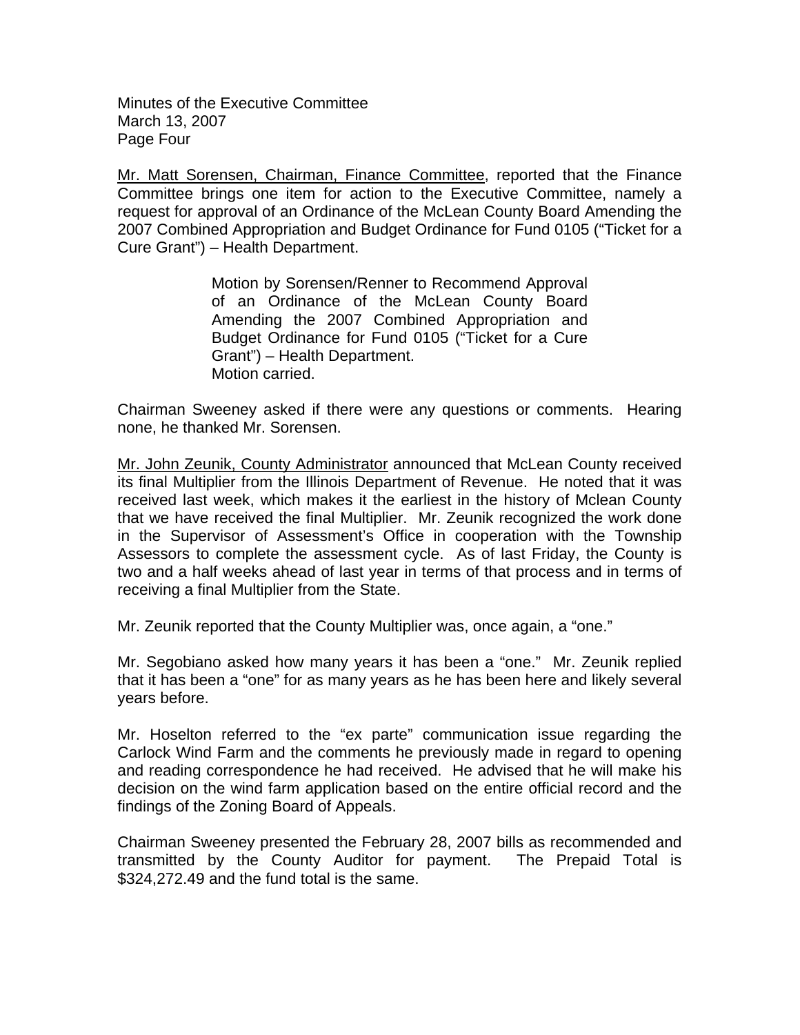Minutes of the Executive Committee
March 13, 2007
Page Four

Mr. Matt Sorensen, Chairman, Finance Committee, reported that the Finance Committee brings one item for action to the Executive Committee, namely a request for approval of an Ordinance of the McLean County Board Amending the 2007 Combined Appropriation and Budget Ordinance for Fund 0105 ("Ticket for a Cure Grant") – Health Department.

> Motion by Sorensen/Renner to Recommend Approval of an Ordinance of the McLean County Board Amending the 2007 Combined Appropriation and Budget Ordinance for Fund 0105 ("Ticket for a Cure Grant") – Health Department.
> Motion carried.

Chairman Sweeney asked if there were any questions or comments. Hearing none, he thanked Mr. Sorensen.

Mr. John Zeunik, County Administrator announced that McLean County received its final Multiplier from the Illinois Department of Revenue. He noted that it was received last week, which makes it the earliest in the history of Mclean County that we have received the final Multiplier. Mr. Zeunik recognized the work done in the Supervisor of Assessment's Office in cooperation with the Township Assessors to complete the assessment cycle. As of last Friday, the County is two and a half weeks ahead of last year in terms of that process and in terms of receiving a final Multiplier from the State.

Mr. Zeunik reported that the County Multiplier was, once again, a "one."

Mr. Segobiano asked how many years it has been a "one." Mr. Zeunik replied that it has been a "one" for as many years as he has been here and likely several years before.

Mr. Hoselton referred to the "ex parte" communication issue regarding the Carlock Wind Farm and the comments he previously made in regard to opening and reading correspondence he had received. He advised that he will make his decision on the wind farm application based on the entire official record and the findings of the Zoning Board of Appeals.

Chairman Sweeney presented the February 28, 2007 bills as recommended and transmitted by the County Auditor for payment. The Prepaid Total is $324,272.49 and the fund total is the same.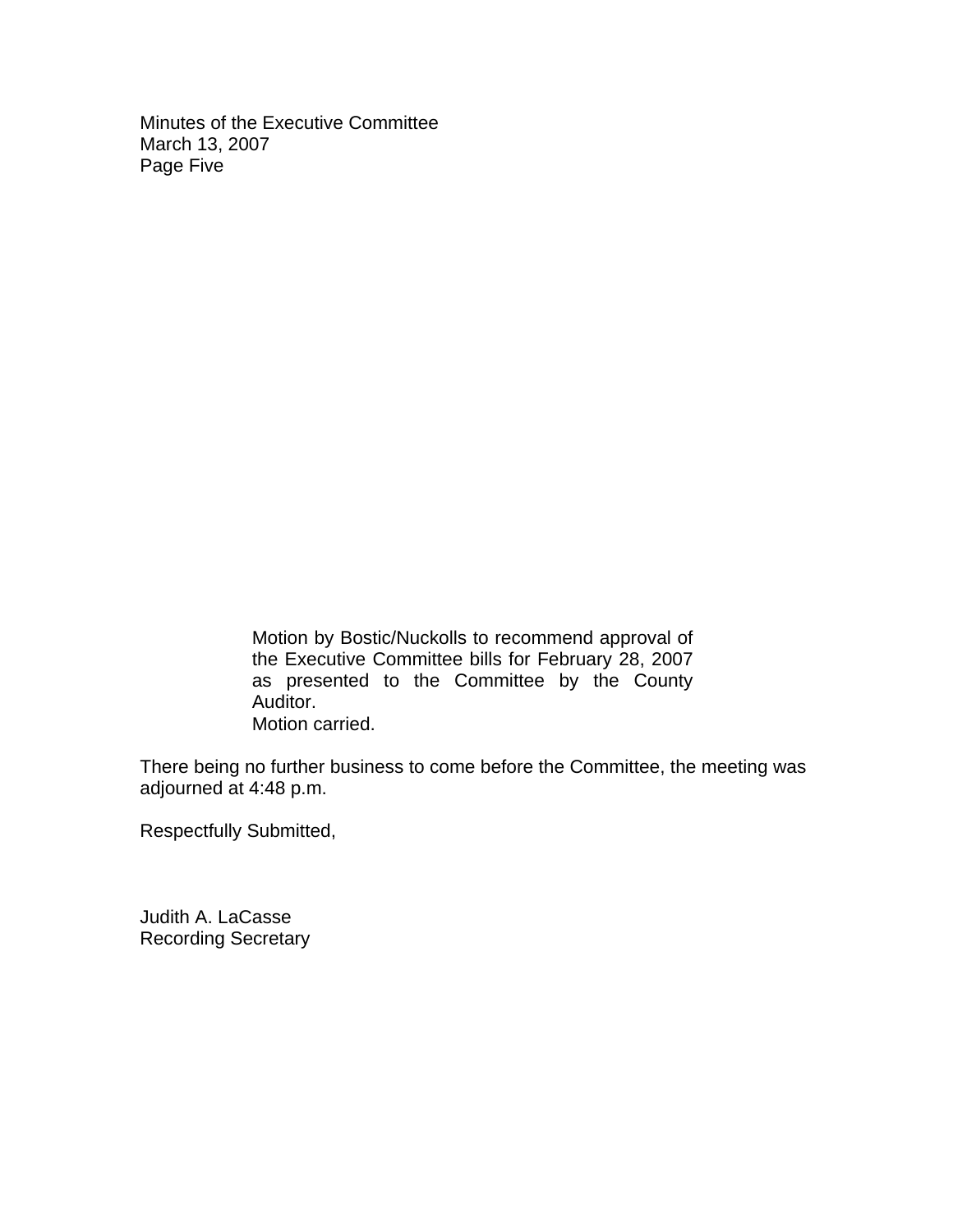Motion by Bostic/Nuckolls to recommend approval of the Executive Committee bills for February 28, 2007 as presented to the Committee by the County Auditor.
Motion carried.

There being no further business to come before the Committee, the meeting was adjourned at 4:48 p.m.

Respectfully Submitted,

Judith A. LaCasse
Recording Secretary